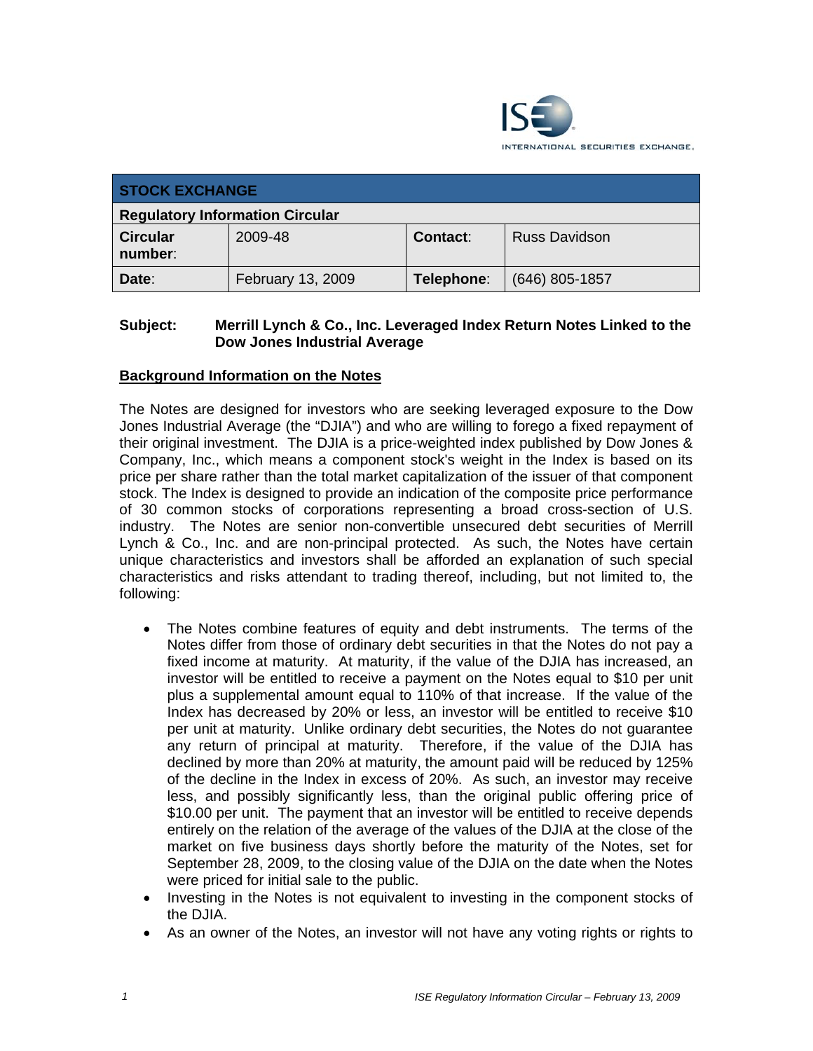INTERNATIONAL SECURITIES EXCHANGE.

| STOCK EXCHANGE | | | |
|---|---|---|---|
| **Regulatory Information Circular** | | | |
| **Circular number:** | 2009-48 | **Contact:** | Russ Davidson |
| **Date:** | February 13, 2009 | **Telephone:** | (646) 805-1857 |

**Subject: Merrill Lynch & Co., Inc. Leveraged Index Return Notes Linked to the Dow Jones Industrial Average**

## Background Information on the Notes

The Notes are designed for investors who are seeking leveraged exposure to the Dow Jones Industrial Average (the "DJIA") and who are willing to forego a fixed repayment of their original investment. The DJIA is a price-weighted index published by Dow Jones & Company, Inc., which means a component stock's weight in the Index is based on its price per share rather than the total market capitalization of the issuer of that component stock. The Index is designed to provide an indication of the composite price performance of 30 common stocks of corporations representing a broad cross-section of U.S. industry. The Notes are senior non-convertible unsecured debt securities of Merrill Lynch & Co., Inc. and are non-principal protected. As such, the Notes have certain unique characteristics and investors shall be afforded an explanation of such special characteristics and risks attendant to trading thereof, including, but not limited to, the following:

- The Notes combine features of equity and debt instruments. The terms of the Notes differ from those of ordinary debt securities in that the Notes do not pay a fixed income at maturity. At maturity, if the value of the DJIA has increased, an investor will be entitled to receive a payment on the Notes equal to $10 per unit plus a supplemental amount equal to 110% of that increase. If the value of the Index has decreased by 20% or less, an investor will be entitled to receive $10 per unit at maturity. Unlike ordinary debt securities, the Notes do not guarantee any return of principal at maturity. Therefore, if the value of the DJIA has declined by more than 20% at maturity, the amount paid will be reduced by 125% of the decline in the Index in excess of 20%. As such, an investor may receive less, and possibly significantly less, than the original public offering price of $10.00 per unit. The payment that an investor will be entitled to receive depends entirely on the relation of the average of the values of the DJIA at the close of the market on five business days shortly before the maturity of the Notes, set for September 28, 2009, to the closing value of the DJIA on the date when the Notes were priced for initial sale to the public.
- Investing in the Notes is not equivalent to investing in the component stocks of the DJIA.
- As an owner of the Notes, an investor will not have any voting rights or rights to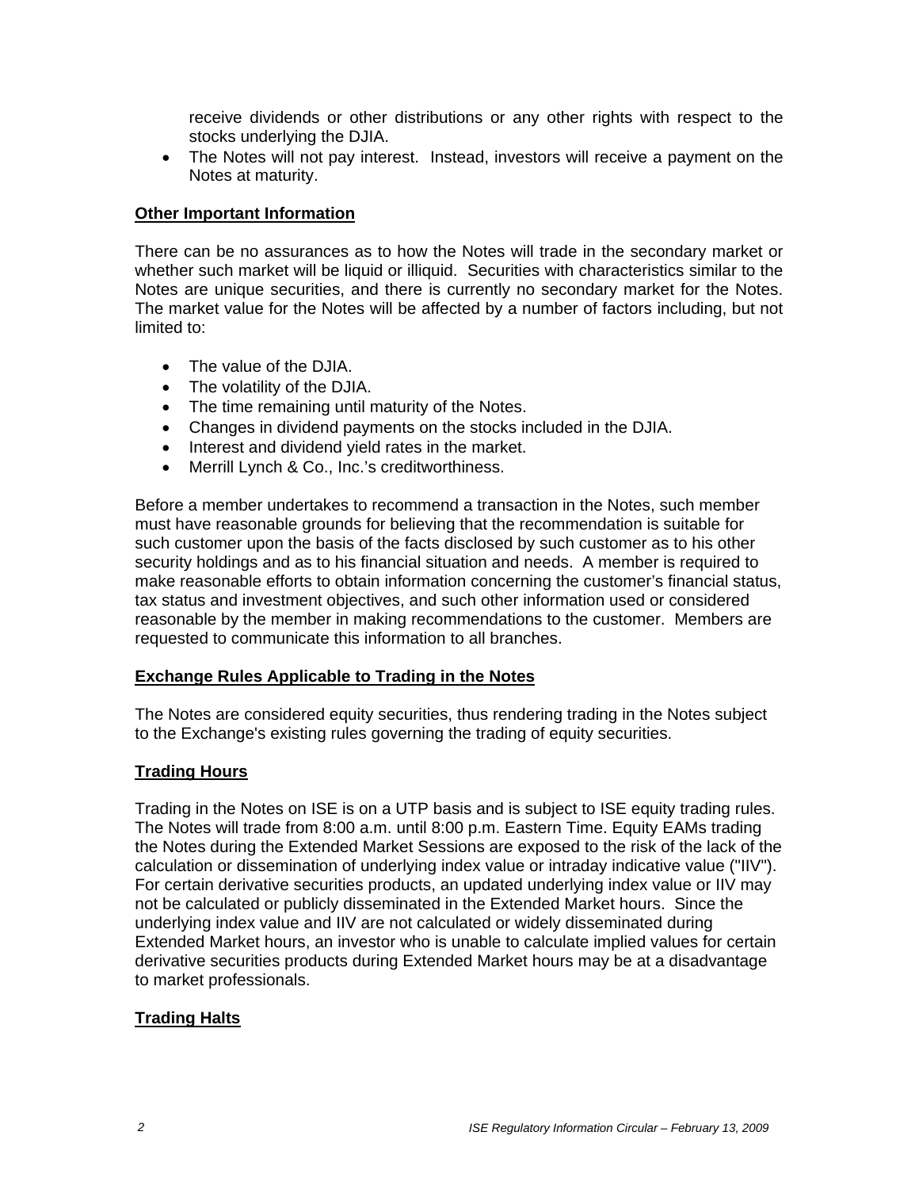receive dividends or other distributions or any other rights with respect to the stocks underlying the DJIA.

- The Notes will not pay interest. Instead, investors will receive a payment on the Notes at maturity.

## Other Important Information

There can be no assurances as to how the Notes will trade in the secondary market or whether such market will be liquid or illiquid. Securities with characteristics similar to the Notes are unique securities, and there is currently no secondary market for the Notes. The market value for the Notes will be affected by a number of factors including, but not limited to:

- The value of the DJIA.
- The volatility of the DJIA.
- The time remaining until maturity of the Notes.
- Changes in dividend payments on the stocks included in the DJIA.
- Interest and dividend yield rates in the market.
- Merrill Lynch & Co., Inc.'s creditworthiness.

Before a member undertakes to recommend a transaction in the Notes, such member must have reasonable grounds for believing that the recommendation is suitable for such customer upon the basis of the facts disclosed by such customer as to his other security holdings and as to his financial situation and needs. A member is required to make reasonable efforts to obtain information concerning the customer's financial status, tax status and investment objectives, and such other information used or considered reasonable by the member in making recommendations to the customer. Members are requested to communicate this information to all branches.

## Exchange Rules Applicable to Trading in the Notes

The Notes are considered equity securities, thus rendering trading in the Notes subject to the Exchange's existing rules governing the trading of equity securities.

## Trading Hours

Trading in the Notes on ISE is on a UTP basis and is subject to ISE equity trading rules. The Notes will trade from 8:00 a.m. until 8:00 p.m. Eastern Time. Equity EAMs trading the Notes during the Extended Market Sessions are exposed to the risk of the lack of the calculation or dissemination of underlying index value or intraday indicative value ("IIV"). For certain derivative securities products, an updated underlying index value or IIV may not be calculated or publicly disseminated in the Extended Market hours. Since the underlying index value and IIV are not calculated or widely disseminated during Extended Market hours, an investor who is unable to calculate implied values for certain derivative securities products during Extended Market hours may be at a disadvantage to market professionals.

## Trading Halts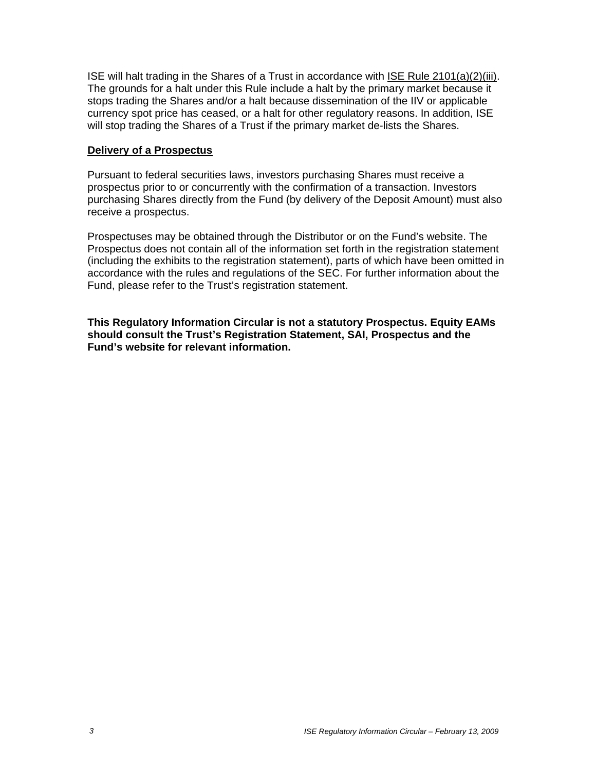ISE will halt trading in the Shares of a Trust in accordance with ISE Rule 2101(a)(2)(iii). The grounds for a halt under this Rule include a halt by the primary market because it stops trading the Shares and/or a halt because dissemination of the IIV or applicable currency spot price has ceased, or a halt for other regulatory reasons. In addition, ISE will stop trading the Shares of a Trust if the primary market de-lists the Shares.

## Delivery of a Prospectus

Pursuant to federal securities laws, investors purchasing Shares must receive a prospectus prior to or concurrently with the confirmation of a transaction. Investors purchasing Shares directly from the Fund (by delivery of the Deposit Amount) must also receive a prospectus.

Prospectuses may be obtained through the Distributor or on the Fund's website. The Prospectus does not contain all of the information set forth in the registration statement (including the exhibits to the registration statement), parts of which have been omitted in accordance with the rules and regulations of the SEC. For further information about the Fund, please refer to the Trust's registration statement.

**This Regulatory Information Circular is not a statutory Prospectus. Equity EAMs should consult the Trust's Registration Statement, SAI, Prospectus and the Fund's website for relevant information.**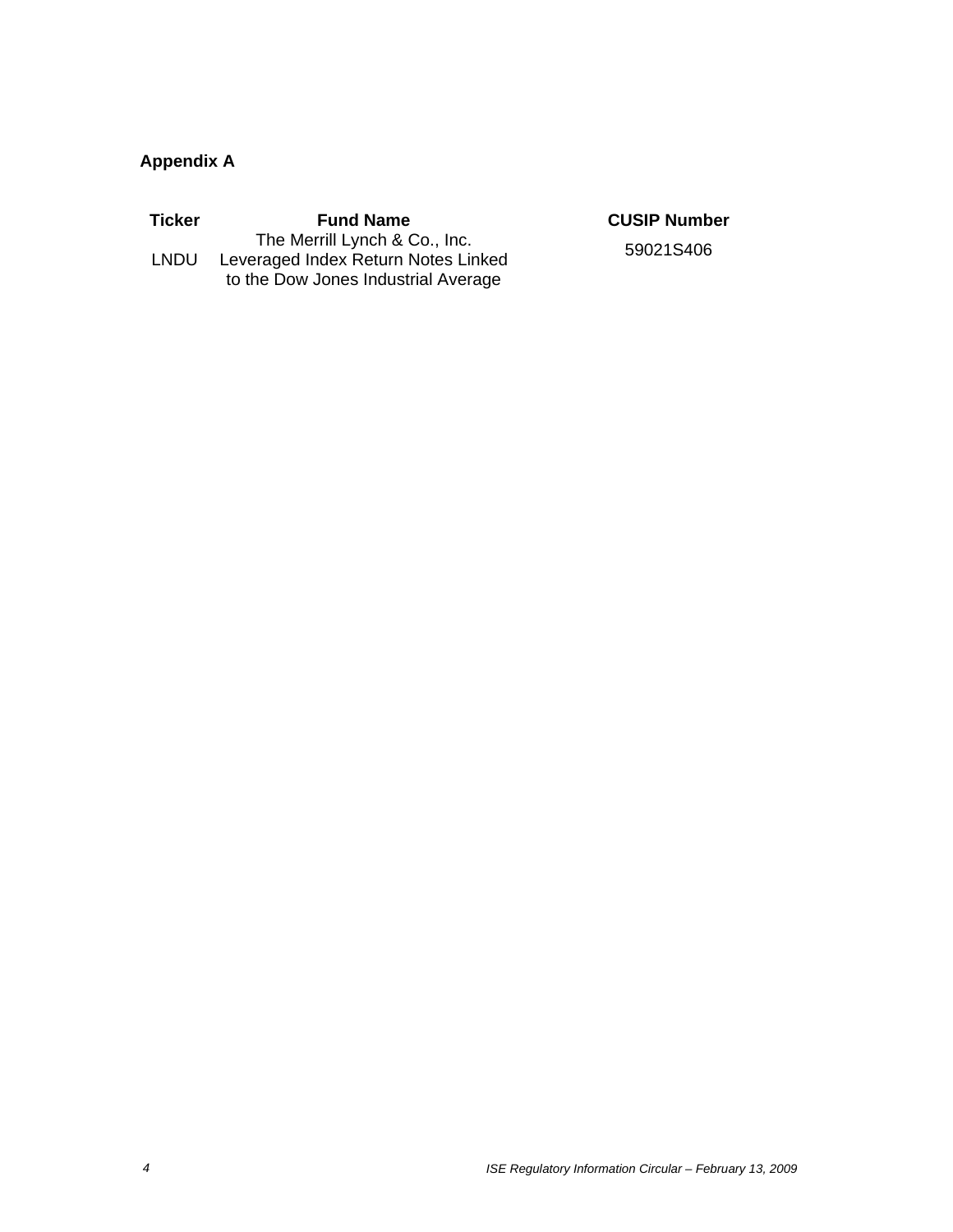**Appendix A**

| Ticker | Fund Name | CUSIP Number |
|---|---|---|
| LNDU | The Merrill Lynch & Co., Inc. Leveraged Index Return Notes Linked to the Dow Jones Industrial Average | 59021S406 |